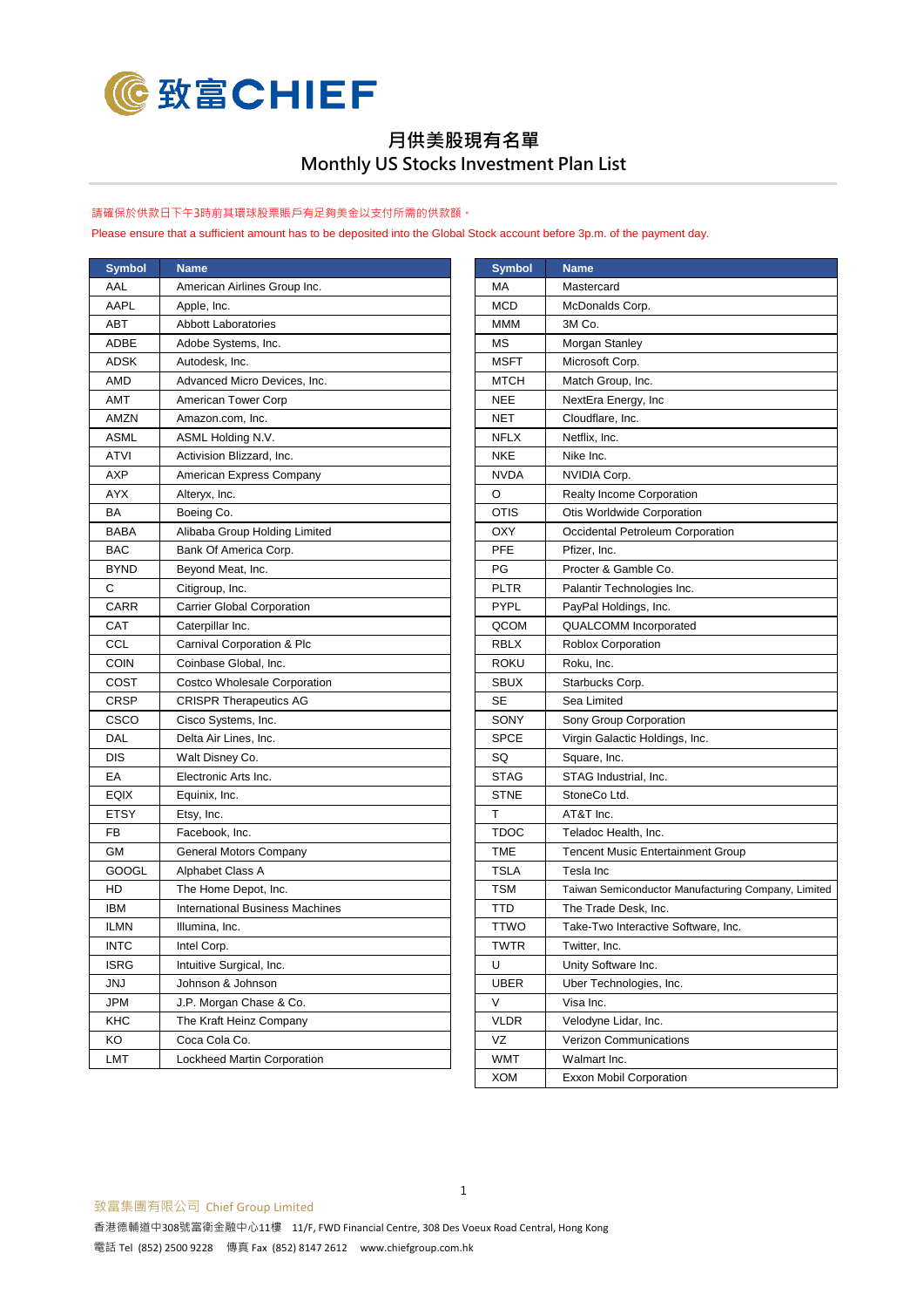致富CHIEF

# 月供美股現有名單
# Monthly US Stocks Investment Plan List

請確保於供款日下午3時前其環球股票賬戶有足夠美金以支付所需的供款額。

Please ensure that a sufficient amount has to be deposited into the Global Stock account before 3p.m. of the payment day.

| Symbol | Name |
|---|---|
| AAL | American Airlines Group Inc. |
| AAPL | Apple, Inc. |
| ABT | Abbott Laboratories |
| ADBE | Adobe Systems, Inc. |
| ADSK | Autodesk, Inc. |
| AMD | Advanced Micro Devices, Inc. |
| AMT | American Tower Corp |
| AMZN | Amazon.com, Inc. |
| ASML | ASML Holding N.V. |
| ATVI | Activision Blizzard, Inc. |
| AXP | American Express Company |
| AYX | Alteryx, Inc. |
| BA | Boeing Co. |
| BABA | Alibaba Group Holding Limited |
| BAC | Bank Of America Corp. |
| BYND | Beyond Meat, Inc. |
| C | Citigroup, Inc. |
| CARR | Carrier Global Corporation |
| CAT | Caterpillar Inc. |
| CCL | Carnival Corporation & Plc |
| COIN | Coinbase Global, Inc. |
| COST | Costco Wholesale Corporation |
| CRSP | CRISPR Therapeutics AG |
| CSCO | Cisco Systems, Inc. |
| DAL | Delta Air Lines, Inc. |
| DIS | Walt Disney Co. |
| EA | Electronic Arts Inc. |
| EQIX | Equinix, Inc. |
| ETSY | Etsy, Inc. |
| FB | Facebook, Inc. |
| GM | General Motors Company |
| GOOGL | Alphabet Class A |
| HD | The Home Depot, Inc. |
| IBM | International Business Machines |
| ILMN | Illumina, Inc. |
| INTC | Intel Corp. |
| ISRG | Intuitive Surgical, Inc. |
| JNJ | Johnson & Johnson |
| JPM | J.P. Morgan Chase & Co. |
| KHC | The Kraft Heinz Company |
| KO | Coca Cola Co. |
| LMT | Lockheed Martin Corporation |
| MA | Mastercard |
| MCD | McDonalds Corp. |
| MMM | 3M Co. |
| MS | Morgan Stanley |
| MSFT | Microsoft Corp. |
| MTCH | Match Group, Inc. |
| NEE | NextEra Energy, Inc |
| NET | Cloudflare, Inc. |
| NFLX | Netflix, Inc. |
| NKE | Nike Inc. |
| NVDA | NVIDIA Corp. |
| O | Realty Income Corporation |
| OTIS | Otis Worldwide Corporation |
| OXY | Occidental Petroleum Corporation |
| PFE | Pfizer, Inc. |
| PG | Procter & Gamble Co. |
| PLTR | Palantir Technologies Inc. |
| PYPL | PayPal Holdings, Inc. |
| QCOM | QUALCOMM Incorporated |
| RBLX | Roblox Corporation |
| ROKU | Roku, Inc. |
| SBUX | Starbucks Corp. |
| SE | Sea Limited |
| SONY | Sony Group Corporation |
| SPCE | Virgin Galactic Holdings, Inc. |
| SQ | Square, Inc. |
| STAG | STAG Industrial, Inc. |
| STNE | StoneCo Ltd. |
| T | AT&T Inc. |
| TDOC | Teladoc Health, Inc. |
| TME | Tencent Music Entertainment Group |
| TSLA | Tesla Inc |
| TSM | Taiwan Semiconductor Manufacturing Company, Limited |
| TTD | The Trade Desk, Inc. |
| TTWO | Take-Two Interactive Software, Inc. |
| TWTR | Twitter, Inc. |
| U | Unity Software Inc. |
| UBER | Uber Technologies, Inc. |
| V | Visa Inc. |
| VLDR | Velodyne Lidar, Inc. |
| VZ | Verizon Communications |
| WMT | Walmart Inc. |
| XOM | Exxon Mobil Corporation |

致富集團有限公司 Chief Group Limited

香港德輔道中308號富衛金融中心11樓 11/F, FWD Financial Centre, 308 Des Voeux Road Central, Hong Kong

電話 Tel (852) 2500 9228 傳真 Fax (852) 8147 2612 www.chiefgroup.com.hk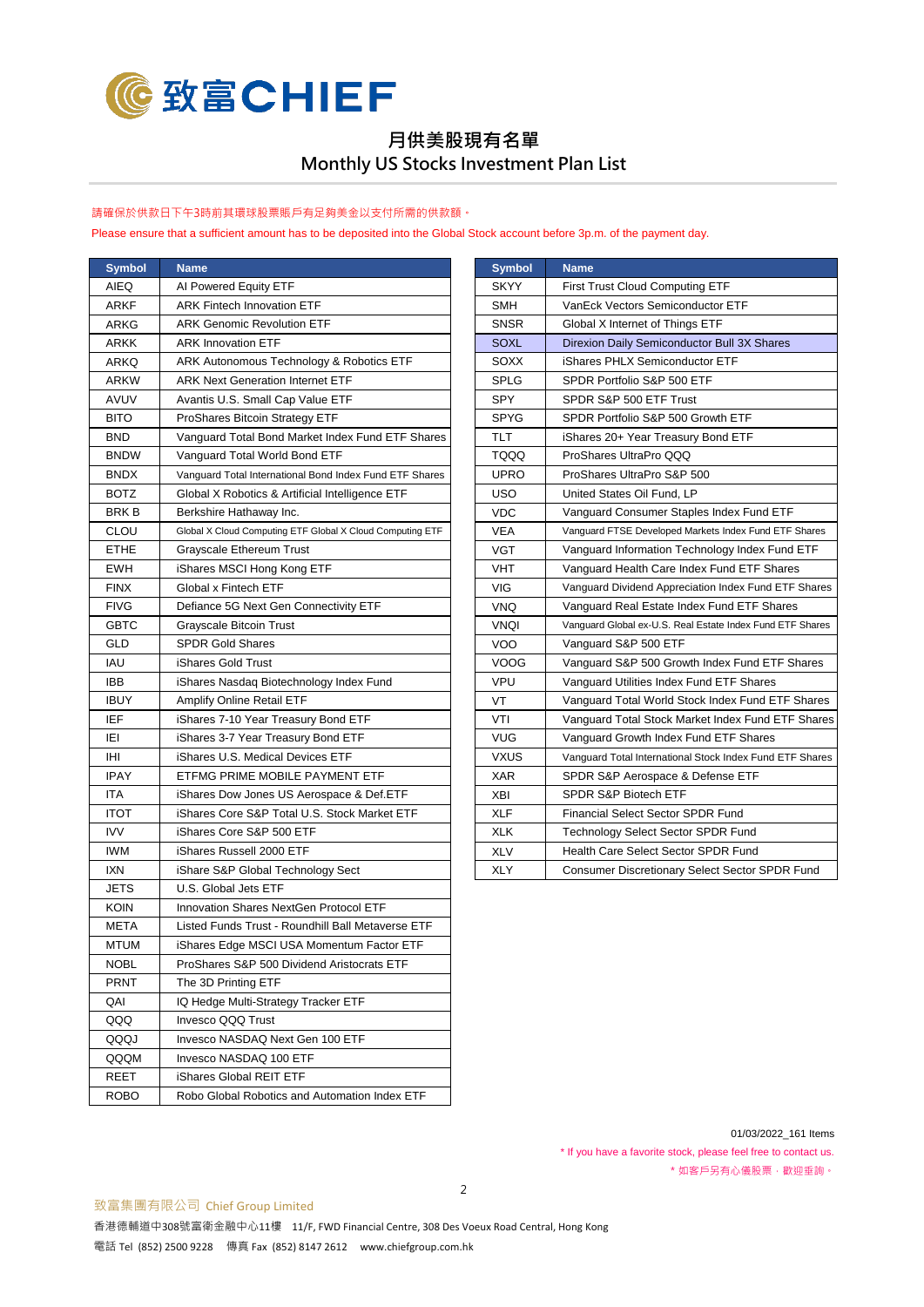致富CHIEF

# 月供美股現有名單
## Monthly US Stocks Investment Plan List

請確保於供款日下午3時前其環球股票賬戶有足夠美金以支付所需的供款額。

Please ensure that a sufficient amount has to be deposited into the Global Stock account before 3p.m. of the payment day.

| Symbol | Name |
|---|---|
| AIEQ | AI Powered Equity ETF |
| ARKF | ARK Fintech Innovation ETF |
| ARKG | ARK Genomic Revolution ETF |
| ARKK | ARK Innovation ETF |
| ARKQ | ARK Autonomous Technology & Robotics ETF |
| ARKW | ARK Next Generation Internet ETF |
| AVUV | Avantis U.S. Small Cap Value ETF |
| BITO | ProShares Bitcoin Strategy ETF |
| BND | Vanguard Total Bond Market Index Fund ETF Shares |
| BNDW | Vanguard Total World Bond ETF |
| BNDX | Vanguard Total International Bond Index Fund ETF Shares |
| BOTZ | Global X Robotics & Artificial Intelligence ETF |
| BRK B | Berkshire Hathaway Inc. |
| CLOU | Global X Cloud Computing ETF Global X Cloud Computing ETF |
| ETHE | Grayscale Ethereum Trust |
| EWH | iShares MSCI Hong Kong ETF |
| FINX | Global x Fintech ETF |
| FIVG | Defiance 5G Next Gen Connectivity ETF |
| GBTC | Grayscale Bitcoin Trust |
| GLD | SPDR Gold Shares |
| IAU | iShares Gold Trust |
| IBB | iShares Nasdaq Biotechnology Index Fund |
| IBUY | Amplify Online Retail ETF |
| IEF | iShares 7-10 Year Treasury Bond ETF |
| IEI | iShares 3-7 Year Treasury Bond ETF |
| IHI | iShares U.S. Medical Devices ETF |
| IPAY | ETFMG PRIME MOBILE PAYMENT ETF |
| ITA | iShares Dow Jones US Aerospace & Def.ETF |
| ITOT | iShares Core S&P Total U.S. Stock Market ETF |
| IVV | iShares Core S&P 500 ETF |
| IWM | iShares Russell 2000 ETF |
| IXN | iShare S&P Global Technology Sect |
| JETS | U.S. Global Jets ETF |
| KOIN | Innovation Shares NextGen Protocol ETF |
| META | Listed Funds Trust - Roundhill Ball Metaverse ETF |
| MTUM | iShares Edge MSCI USA Momentum Factor ETF |
| NOBL | ProShares S&P 500 Dividend Aristocrats ETF |
| PRNT | The 3D Printing ETF |
| QAI | IQ Hedge Multi-Strategy Tracker ETF |
| QQQ | Invesco QQQ Trust |
| QQQJ | Invesco NASDAQ Next Gen 100 ETF |
| QQQM | Invesco NASDAQ 100 ETF |
| REET | iShares Global REIT ETF |
| ROBO | Robo Global Robotics and Automation Index ETF |

| Symbol | Name |
|---|---|
| SKYY | First Trust Cloud Computing ETF |
| SMH | VanEck Vectors Semiconductor ETF |
| SNSR | Global X Internet of Things ETF |
| SOXL | Direxion Daily Semiconductor Bull 3X Shares |
| SOXX | iShares PHLX Semiconductor ETF |
| SPLG | SPDR Portfolio S&P 500 ETF |
| SPY | SPDR S&P 500 ETF Trust |
| SPYG | SPDR Portfolio S&P 500 Growth ETF |
| TLT | iShares 20+ Year Treasury Bond ETF |
| TQQQ | ProShares UltraPro QQQ |
| UPRO | ProShares UltraPro S&P 500 |
| USO | United States Oil Fund, LP |
| VDC | Vanguard Consumer Staples Index Fund ETF |
| VEA | Vanguard FTSE Developed Markets Index Fund ETF Shares |
| VGT | Vanguard Information Technology Index Fund ETF |
| VHT | Vanguard Health Care Index Fund ETF Shares |
| VIG | Vanguard Dividend Appreciation Index Fund ETF Shares |
| VNQ | Vanguard Real Estate Index Fund ETF Shares |
| VNQI | Vanguard Global ex-U.S. Real Estate Index Fund ETF Shares |
| VOO | Vanguard S&P 500 ETF |
| VOOG | Vanguard S&P 500 Growth Index Fund ETF Shares |
| VPU | Vanguard Utilities Index Fund ETF Shares |
| VT | Vanguard Total World Stock Index Fund ETF Shares |
| VTI | Vanguard Total Stock Market Index Fund ETF Shares |
| VUG | Vanguard Growth Index Fund ETF Shares |
| VXUS | Vanguard Total International Stock Index Fund ETF Shares |
| XAR | SPDR S&P Aerospace & Defense ETF |
| XBI | SPDR S&P Biotech ETF |
| XLF | Financial Select Sector SPDR Fund |
| XLK | Technology Select Sector SPDR Fund |
| XLV | Health Care Select Sector SPDR Fund |
| XLY | Consumer Discretionary Select Sector SPDR Fund |

01/03/2022_161 Items

* If you have a favorite stock, please feel free to contact us.

* 如客戶另有心儀股票，歡迎垂詢。

致富集團有限公司 Chief Group Limited

香港德輔道中308號富衛金融中心11樓 11/F, FWD Financial Centre, 308 Des Voeux Road Central, Hong Kong

電話 Tel (852) 2500 9228 傳真 Fax (852) 8147 2612 www.chiefgroup.com.hk